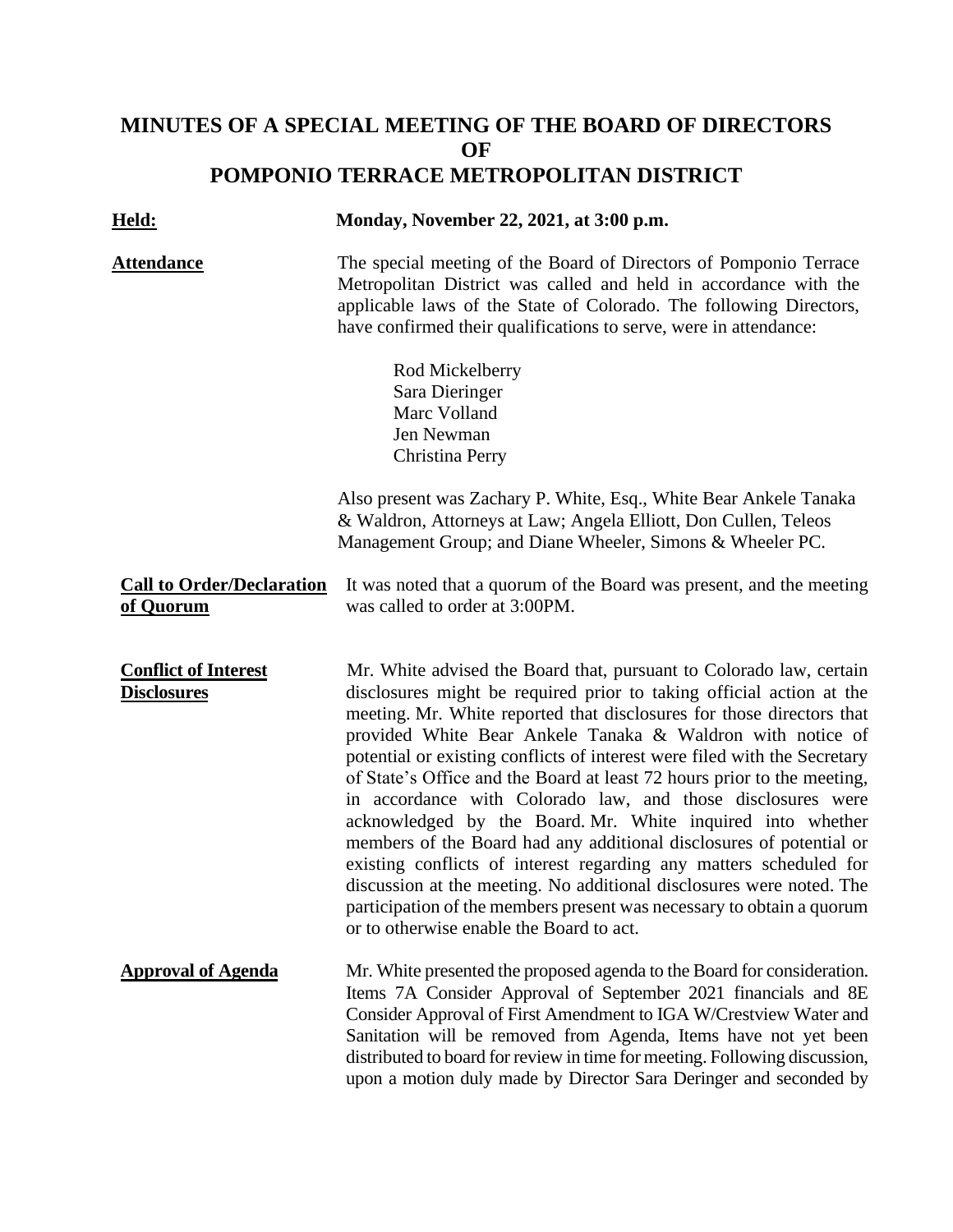# MINUTES OF A SPECIAL MEETING OF THE BOARD OF DIRECTORS OF POMPONIO TERRACE METROPOLITAN DISTRICT

**Held:** **Monday, November 22, 2021, at 3:00 p.m.**

**Attendance**

The special meeting of the Board of Directors of Pomponio Terrace Metropolitan District was called and held in accordance with the applicable laws of the State of Colorado. The following Directors, have confirmed their qualifications to serve, were in attendance:

Rod Mickelberry
Sara Dieringer
Marc Volland
Jen Newman
Christina Perry

Also present was Zachary P. White, Esq., White Bear Ankele Tanaka & Waldron, Attorneys at Law; Angela Elliott, Don Cullen, Teleos Management Group; and Diane Wheeler, Simons & Wheeler PC.

**Call to Order/Declaration of Quorum**

It was noted that a quorum of the Board was present, and the meeting was called to order at 3:00PM.

**Conflict of Interest Disclosures**

Mr. White advised the Board that, pursuant to Colorado law, certain disclosures might be required prior to taking official action at the meeting. Mr. White reported that disclosures for those directors that provided White Bear Ankele Tanaka & Waldron with notice of potential or existing conflicts of interest were filed with the Secretary of State's Office and the Board at least 72 hours prior to the meeting, in accordance with Colorado law, and those disclosures were acknowledged by the Board. Mr. White inquired into whether members of the Board had any additional disclosures of potential or existing conflicts of interest regarding any matters scheduled for discussion at the meeting. No additional disclosures were noted. The participation of the members present was necessary to obtain a quorum or to otherwise enable the Board to act.

**Approval of Agenda**

Mr. White presented the proposed agenda to the Board for consideration. Items 7A Consider Approval of September 2021 financials and 8E Consider Approval of First Amendment to IGA W/Crestview Water and Sanitation will be removed from Agenda, Items have not yet been distributed to board for review in time for meeting. Following discussion, upon a motion duly made by Director Sara Deringer and seconded by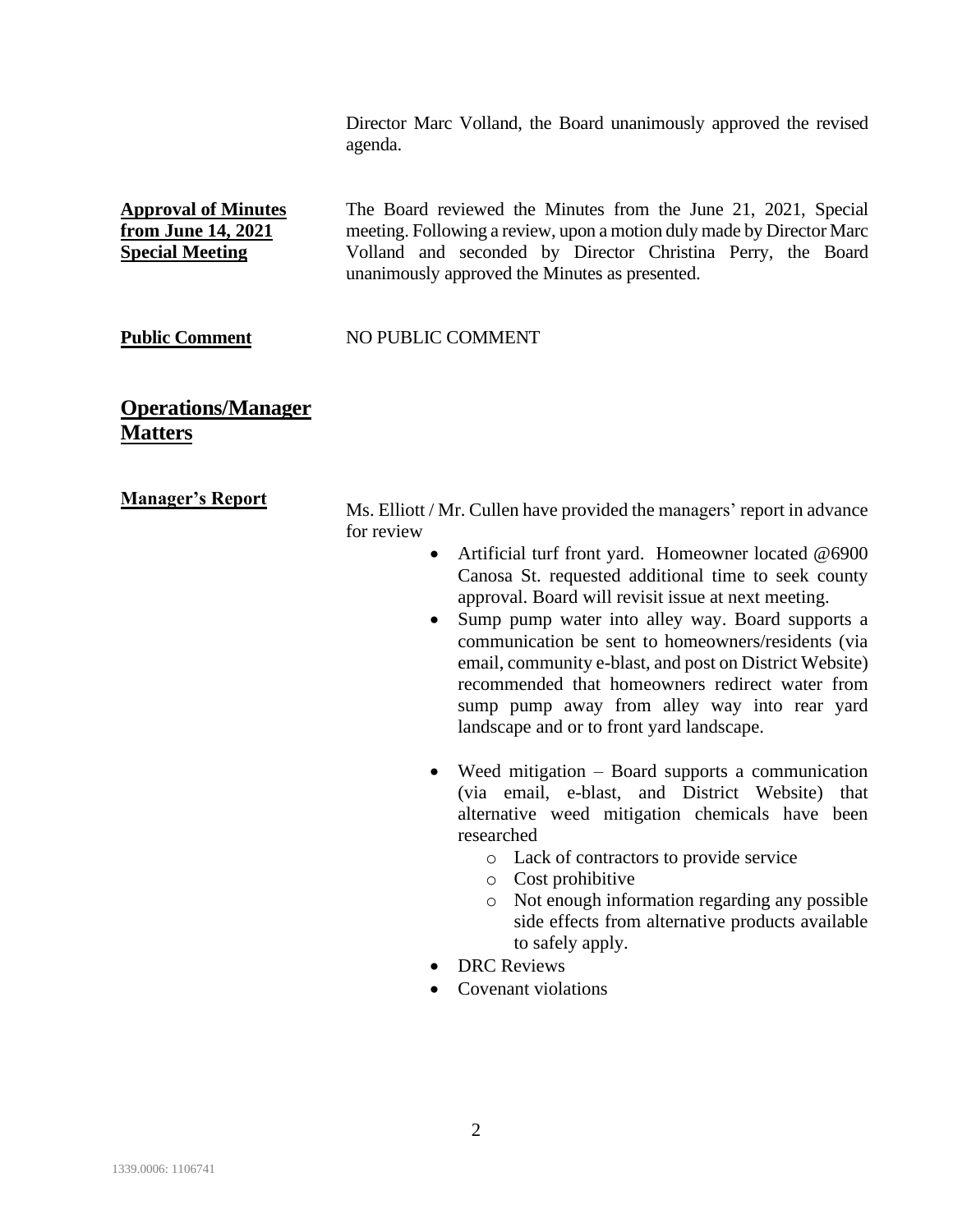Director Marc Volland, the Board unanimously approved the revised agenda.

**Approval of Minutes from June 14, 2021 Special Meeting**

The Board reviewed the Minutes from the June 21, 2021, Special meeting. Following a review, upon a motion duly made by Director Marc Volland and seconded by Director Christina Perry, the Board unanimously approved the Minutes as presented.

**Public Comment**

NO PUBLIC COMMENT

## Operations/Manager Matters

**Manager's Report**

Ms. Elliott / Mr. Cullen have provided the managers' report in advance for review

- Artificial turf front yard. Homeowner located @6900 Canosa St. requested additional time to seek county approval. Board will revisit issue at next meeting.
- Sump pump water into alley way. Board supports a communication be sent to homeowners/residents (via email, community e-blast, and post on District Website) recommended that homeowners redirect water from sump pump away from alley way into rear yard landscape and or to front yard landscape.
- Weed mitigation – Board supports a communication (via email, e-blast, and District Website) that alternative weed mitigation chemicals have been researched
  - Lack of contractors to provide service
  - Cost prohibitive
  - Not enough information regarding any possible side effects from alternative products available to safely apply.
- DRC Reviews
- Covenant violations

1339.0006: 1106741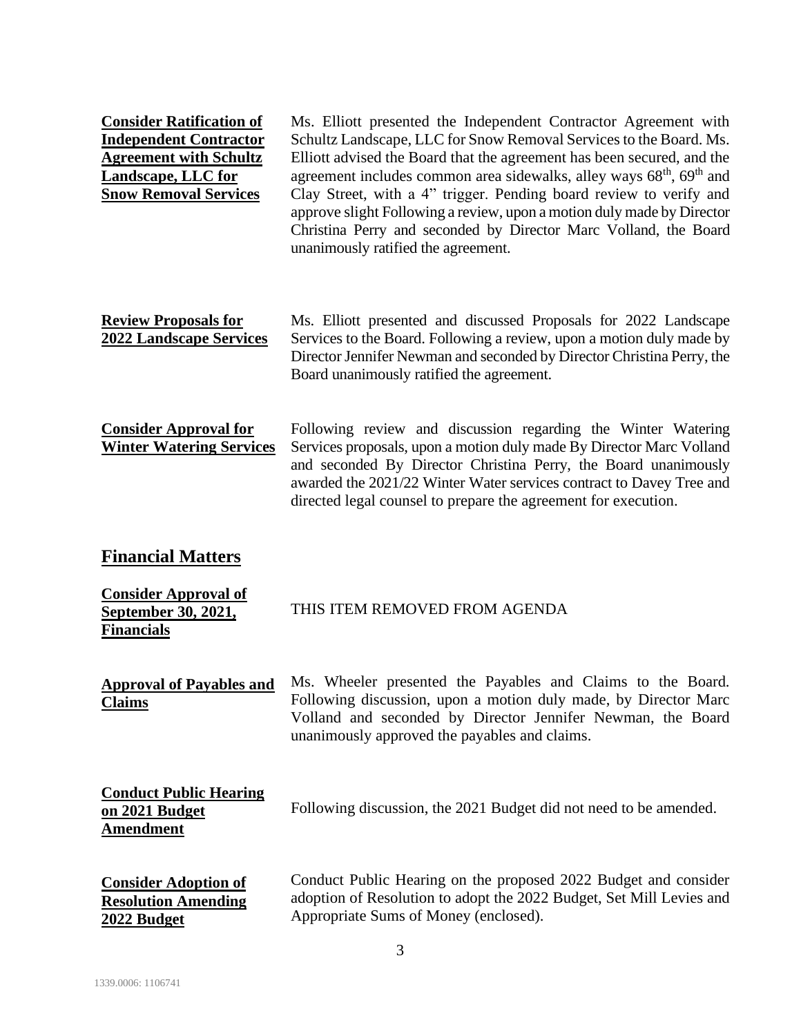| | |
|---|---|
| **Consider Ratification of Independent Contractor Agreement with Schultz Landscape, LLC for Snow Removal Services** | Ms. Elliott presented the Independent Contractor Agreement with Schultz Landscape, LLC for Snow Removal Services to the Board. Ms. Elliott advised the Board that the agreement has been secured, and the agreement includes common area sidewalks, alley ways 68th, 69th and Clay Street, with a 4" trigger. Pending board review to verify and approve slight Following a review, upon a motion duly made by Director Christina Perry and seconded by Director Marc Volland, the Board unanimously ratified the agreement. |
| **Review Proposals for 2022 Landscape Services** | Ms. Elliott presented and discussed Proposals for 2022 Landscape Services to the Board. Following a review, upon a motion duly made by Director Jennifer Newman and seconded by Director Christina Perry, the Board unanimously ratified the agreement. |
| **Consider Approval for Winter Watering Services** | Following review and discussion regarding the Winter Watering Services proposals, upon a motion duly made By Director Marc Volland and seconded By Director Christina Perry, the Board unanimously awarded the 2021/22 Winter Water services contract to Davey Tree and directed legal counsel to prepare the agreement for execution. |

## Financial Matters

| | |
|---|---|
| **Consider Approval of September 30, 2021, Financials** | THIS ITEM REMOVED FROM AGENDA |
| **Approval of Payables and Claims** | Ms. Wheeler presented the Payables and Claims to the Board. Following discussion, upon a motion duly made, by Director Marc Volland and seconded by Director Jennifer Newman, the Board unanimously approved the payables and claims. |
| **Conduct Public Hearing on 2021 Budget Amendment** | Following discussion, the 2021 Budget did not need to be amended. |
| **Consider Adoption of Resolution Amending 2022 Budget** | Conduct Public Hearing on the proposed 2022 Budget and consider adoption of Resolution to adopt the 2022 Budget, Set Mill Levies and Appropriate Sums of Money (enclosed). |

1339.0006: 1106741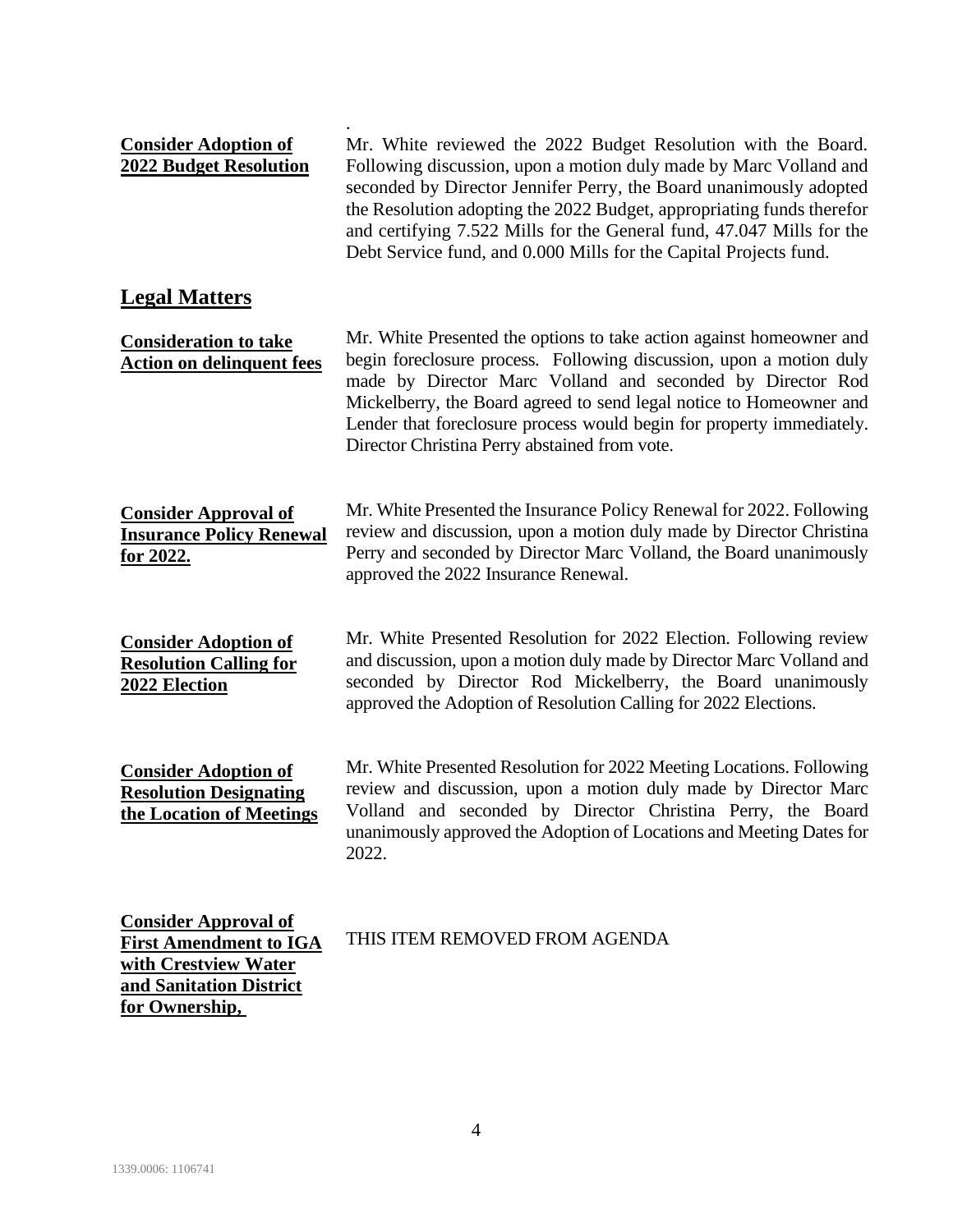.

**Consider Adoption of 2022 Budget Resolution**

Mr. White reviewed the 2022 Budget Resolution with the Board. Following discussion, upon a motion duly made by Marc Volland and seconded by Director Jennifer Perry, the Board unanimously adopted the Resolution adopting the 2022 Budget, appropriating funds therefor and certifying 7.522 Mills for the General fund, 47.047 Mills for the Debt Service fund, and 0.000 Mills for the Capital Projects fund.

## Legal Matters

**Consideration to take Action on delinquent fees**

Mr. White Presented the options to take action against homeowner and begin foreclosure process. Following discussion, upon a motion duly made by Director Marc Volland and seconded by Director Rod Mickelberry, the Board agreed to send legal notice to Homeowner and Lender that foreclosure process would begin for property immediately. Director Christina Perry abstained from vote.

**Consider Approval of Insurance Policy Renewal for 2022.**

Mr. White Presented the Insurance Policy Renewal for 2022. Following review and discussion, upon a motion duly made by Director Christina Perry and seconded by Director Marc Volland, the Board unanimously approved the 2022 Insurance Renewal.

**Consider Adoption of Resolution Calling for 2022 Election**

Mr. White Presented Resolution for 2022 Election. Following review and discussion, upon a motion duly made by Director Marc Volland and seconded by Director Rod Mickelberry, the Board unanimously approved the Adoption of Resolution Calling for 2022 Elections.

**Consider Adoption of Resolution Designating the Location of Meetings**

Mr. White Presented Resolution for 2022 Meeting Locations. Following review and discussion, upon a motion duly made by Director Marc Volland and seconded by Director Christina Perry, the Board unanimously approved the Adoption of Locations and Meeting Dates for 2022.

**Consider Approval of First Amendment to IGA with Crestview Water and Sanitation District for Ownership,**

THIS ITEM REMOVED FROM AGENDA

1339.0006: 1106741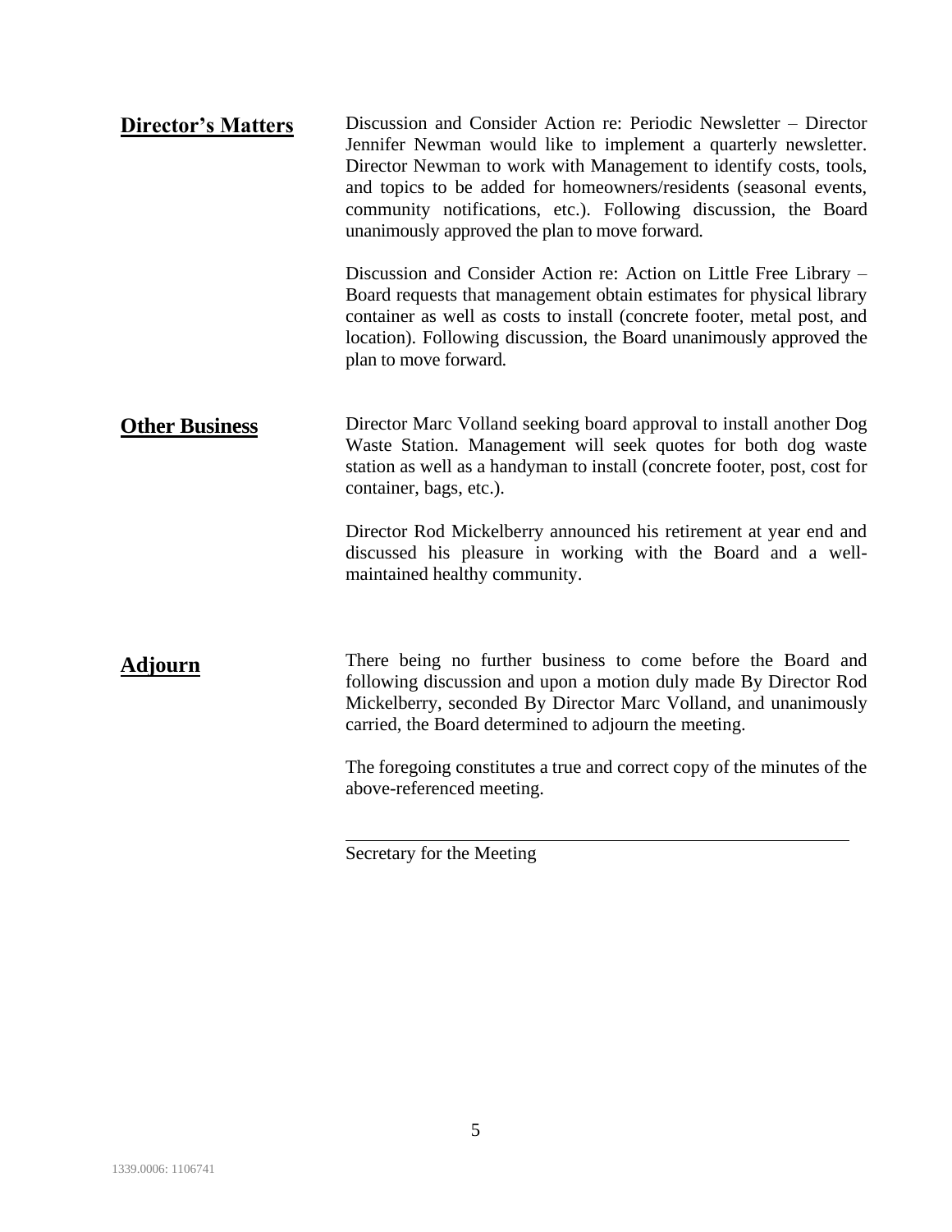**Director's Matters**

Discussion and Consider Action re: Periodic Newsletter – Director Jennifer Newman would like to implement a quarterly newsletter. Director Newman to work with Management to identify costs, tools, and topics to be added for homeowners/residents (seasonal events, community notifications, etc.). Following discussion, the Board unanimously approved the plan to move forward.

Discussion and Consider Action re: Action on Little Free Library – Board requests that management obtain estimates for physical library container as well as costs to install (concrete footer, metal post, and location). Following discussion, the Board unanimously approved the plan to move forward.

**Other Business**

Director Marc Volland seeking board approval to install another Dog Waste Station. Management will seek quotes for both dog waste station as well as a handyman to install (concrete footer, post, cost for container, bags, etc.).

Director Rod Mickelberry announced his retirement at year end and discussed his pleasure in working with the Board and a well-maintained healthy community.

**Adjourn**

There being no further business to come before the Board and following discussion and upon a motion duly made By Director Rod Mickelberry, seconded By Director Marc Volland, and unanimously carried, the Board determined to adjourn the meeting.

The foregoing constitutes a true and correct copy of the minutes of the above-referenced meeting.

\_\_\_\_\_\_\_\_\_\_\_\_\_\_\_\_\_\_\_\_\_\_\_\_\_\_\_\_\_\_\_\_\_\_\_\_\_\_\_\_

Secretary for the Meeting

1339.0006: 1106741